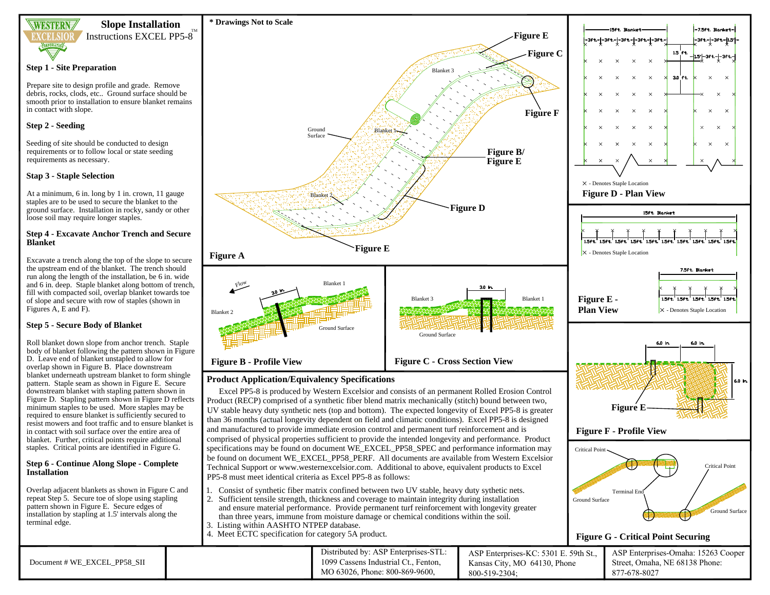# Slope Installation

Instructions EXCEL PP5-8™

### Step 1 - Site Preparation

Prepare site to design profile and grade. Remove debris, rocks, clods, etc.. Ground surface should be smooth prior to installation to ensure blanket remains in contact with slope.

### Step 2 - Seeding

Seeding of site should be conducted to design requirements or to follow local or state seeding requirements as necessary.

### Stap 3 - Staple Selection

At a minimum, 6 in. long by 1 in. crown, 11 gauge staples are to be used to secure the blanket to the ground surface. Installation in rocky, sandy or other loose soil may require longer staples.

### Step 4 - Excavate Anchor Trench and Secure Blanket

Excavate a trench along the top of the slope to secure the upstream end of the blanket. The trench should run along the length of the installation, be 6 in. wide and 6 in. deep. Staple blanket along bottom of trench, fill with compacted soil, overlap blanket towards toe of slope and secure with row of staples (shown in Figures A, E and F).

### Step 5 - Secure Body of Blanket

Roll blanket down slope from anchor trench. Staple body of blanket following the pattern shown in Figure D. Leave end of blanket unstapled to allow for overlap shown in Figure B. Place downstream blanket underneath upstream blanket to form shingle pattern. Staple seam as shown in Figure E. Secure downstream blanket with stapling pattern shown in Figure D. Stapling pattern shown in Figure D reflects minimum staples to be used. More staples may be required to ensure blanket is sufficiently secured to resist mowers and foot traffic and to ensure blanket is in contact with soil surface over the entire area of blanket. Further, critical points require additional staples. Critical points are identified in Figure G.

### Step 6 - Continue Along Slope - Complete Installation

Overlap adjacent blankets as shown in Figure C and repeat Step 5. Secure toe of slope using stapling pattern shown in Figure E. Secure edges of installation by stapling at 1.5' intervals along the terminal edge.

\* Drawings Not to Scale

Figure A

Figure B - Profile View

Figure C - Cross Section View

Figure D - Plan View

Figure E - Plan View

Figure F - Profile View

Figure G - Critical Point Securing

## Product Application/Equivalency Specifications

Excel PP5-8 is produced by Western Excelsior and consists of an permanent Rolled Erosion Control Product (RECP) comprised of a synthetic fiber blend matrix mechanically (stitch) bound between two, UV stable heavy duty synthetic nets (top and bottom). The expected longevity of Excel PP5-8 is greater than 36 months (actual longevity dependent on field and climatic conditions). Excel PP5-8 is designed and manufactured to provide immediate erosion control and permanent turf reinforcement and is comprised of physical properties sufficient to provide the intended longevity and performance. Product specifications may be found on document WE_EXCEL_PP58_SPEC and performance information may be found on document WE_EXCEL_PP58_PERF. All documents are available from Western Excelsior Technical Support or www.westernexcelsior.com. Additional to above, equivalent products to Excel PP5-8 must meet identical criteria as Excel PP5-8 as follows:

1. Consist of synthetic fiber matrix confined between two UV stable, heavy duty sythetic nets.
2. Sufficient tensile strength, thickness and coverage to maintain integrity during installation and ensure material performance. Provide permanent turf reinforcement with longevity greater than three years, immune from moisture damage or chemical conditions within the soil.
3. Listing within AASHTO NTPEP database.
4. Meet ECTC specification for category 5A product.

| Document # WE_EXCEL_PP58_SII | | Distributed by: ASP Enterprises-STL: 1099 Cassens Industrial Ct., Fenton, MO 63026, Phone: 800-869-9600, | ASP Enterprises-KC: 5301 E. 59th St., Kansas City, MO 64130, Phone 800-519-2304; | ASP Enterprises-Omaha: 15263 Cooper Street, Omaha, NE 68138 Phone: 877-678-8027 |
|---|---|---|---|---|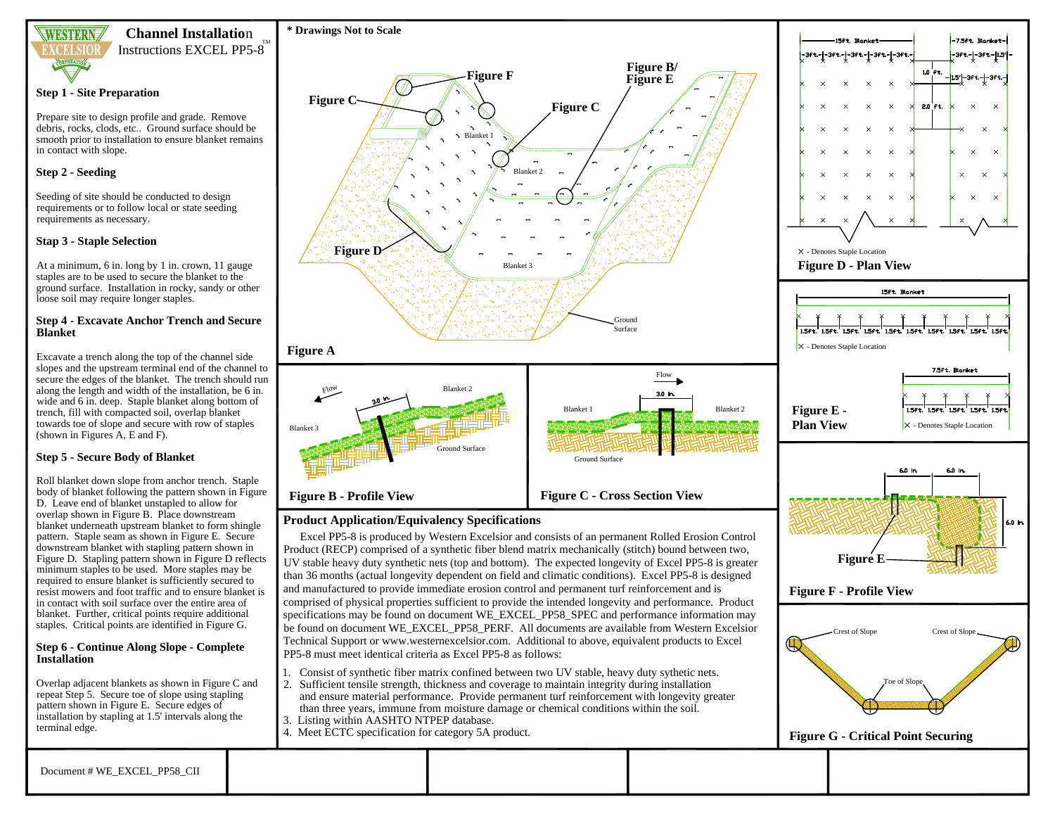# Channel Installation Instructions EXCEL PP5-8™

### Step 1 - Site Preparation

Prepare site to design profile and grade. Remove debris, rocks, clods, etc.. Ground surface should be smooth prior to installation to ensure blanket remains in contact with slope.

### Step 2 - Seeding

Seeding of site should be conducted to design requirements or to follow local or state seeding requirements as necessary.

### Stap 3 - Staple Selection

At a minimum, 6 in. long by 1 in. crown, 11 gauge staples are to be used to secure the blanket to the ground surface. Installation in rocky, sandy or other loose soil may require longer staples.

### Step 4 - Excavate Anchor Trench and Secure Blanket

Excavate a trench along the top of the channel side slopes and the upstream terminal end of the channel to secure the edges of the blanket. The trench should run along the length and width of the installation, be 6 in. wide and 6 in. deep. Staple blanket along bottom of trench, fill with compacted soil, overlap blanket towards toe of slope and secure with row of staples (shown in Figures A, E and F).

### Step 5 - Secure Body of Blanket

Roll blanket down slope from anchor trench. Staple body of blanket following the pattern shown in Figure D. Leave end of blanket unstapled to allow for overlap shown in Figure B. Place downstream blanket underneath upstream blanket to form shingle pattern. Staple seam as shown in Figure E. Secure downstream blanket with stapling pattern shown in Figure D. Stapling pattern shown in Figure D reflects minimum staples to be used. More staples may be required to ensure blanket is sufficiently secured to resist mowers and foot traffic and to ensure blanket is in contact with soil surface over the entire area of blanket. Further, critical points require additional staples. Critical points are identified in Figure G.

### Step 6 - Continue Along Slope - Complete Installation

Overlap adjacent blankets as shown in Figure C and repeat Step 5. Secure toe of slope using stapling pattern shown in Figure E. Secure edges of installation by stapling at 1.5' intervals along the terminal edge.

\* Drawings Not to Scale

Figure A

Figure B - Profile View

Figure C - Cross Section View

Figure D - Plan View

Figure E - Plan View

Figure F - Profile View

Figure G - Critical Point Securing

### Product Application/Equivalency Specifications

Excel PP5-8 is produced by Western Excelsior and consists of an permanent Rolled Erosion Control Product (RECP) comprised of a synthetic fiber blend matrix mechanically (stitch) bound between two, UV stable heavy duty synthetic nets (top and bottom). The expected longevity of Excel PP5-8 is greater than 36 months (actual longevity dependent on field and climatic conditions). Excel PP5-8 is designed and manufactured to provide immediate erosion control and permanent turf reinforcement and is comprised of physical properties sufficient to provide the intended longevity and performance. Product specifications may be found on document WE_EXCEL_PP58_SPEC and performance information may be found on document WE_EXCEL_PP58_PERF. All documents are available from Western Excelsior Technical Support or www.westernexcelsior.com. Additional to above, equivalent products to Excel PP5-8 must meet identical criteria as Excel PP5-8 as follows:

1. Consist of synthetic fiber matrix confined between two UV stable, heavy duty sythetic nets.
2. Sufficient tensile strength, thickness and coverage to maintain integrity during installation and ensure material performance. Provide permanent turf reinforcement with longevity greater than three years, immune from moisture damage or chemical conditions within the soil.
3. Listing within AASHTO NTPEP database.
4. Meet ECTC specification for category 5A product.

Document # WE_EXCEL_PP58_CII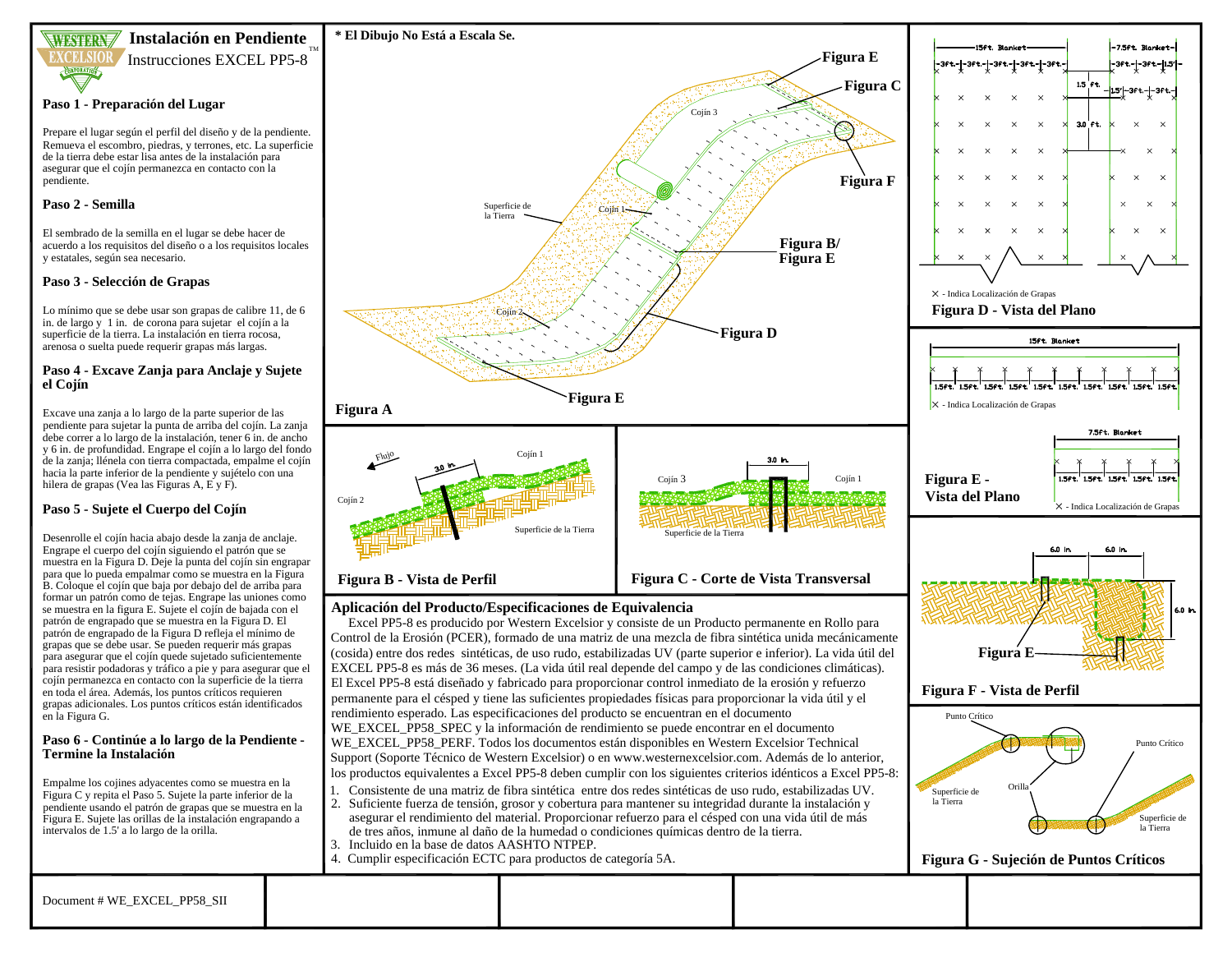# Instalación en Pendiente

Instrucciones EXCEL PP5-8™

## Paso 1 - Preparación del Lugar

Prepare el lugar según el perfil del diseño y de la pendiente. Remueva el escombro, piedras, y terrones, etc. La superficie de la tierra debe estar lisa antes de la instalación para asegurar que el cojín permanezca en contacto con la pendiente.

## Paso 2 - Semilla

El sembrado de la semilla en el lugar se debe hacer de acuerdo a los requisitos del diseño o a los requisitos locales y estatales, según sea necesario.

## Paso 3 - Selección de Grapas

Lo mínimo que se debe usar son grapas de calibre 11, de 6 in. de largo y 1 in. de corona para sujetar el cojín a la superficie de la tierra. La instalación en tierra rocosa, arenosa o suelta puede requerir grapas más largas.

## Paso 4 - Excave Zanja para Anclaje y Sujete el Cojín

Excave una zanja a lo largo de la parte superior de las pendiente para sujetar la punta de arriba del cojín. La zanja debe correr a lo largo de la instalación, tener 6 in. de ancho y 6 in. de profundidad. Engrape el cojín a lo largo del fondo de la zanja; llénela con tierra compactada, empalme el cojín hacia la parte inferior de la pendiente y sujételo con una hilera de grapas (Vea las Figuras A, E y F).

## Paso 5 - Sujete el Cuerpo del Cojín

Desenrolle el cojín hacia abajo desde la zanja de anclaje. Engrape el cuerpo del cojín siguiendo el patrón que se muestra en la Figura D. Deje la punta del cojín sin engrapar para que lo pueda empalmar como se muestra en la Figura B. Coloque el cojín que baja por debajo del de arriba para formar un patrón como de tejas. Engrape las uniones como se muestra en la figura E. Sujete el cojín de bajada con el patrón de engrapado que se muestra en la Figura D. El patrón de engrapado de la Figura D refleja el mínimo de grapas que se debe usar. Se pueden requerir más grapas para asegurar que el cojín quede sujetado suficientemente para resistir podadoras y tráfico a pie y para asegurar que el cojín permanezca en contacto con la superficie de la tierra en toda el área. Además, los puntos críticos requieren grapas adicionales. Los puntos críticos están identificados en la Figura G.

## Paso 6 - Continúe a lo largo de la Pendiente - Termine la Instalación

Empalme los cojines adyacentes como se muestra en la Figura C y repita el Paso 5. Sujete la parte inferior de la pendiente usando el patrón de grapas que se muestra en la Figura E. Sujete las orillas de la instalación engrapando a intervalos de 1.5' a lo largo de la orilla.

\* El Dibujo No Está a Escala Se.

Figura A

Figura B - Vista de Perfil

Figura C - Corte de Vista Transversal

Figura D - Vista del Plano

Figura E - Vista del Plano

Figura F - Vista de Perfil

Figura G - Sujeción de Puntos Críticos

## Aplicación del Producto/Especificaciones de Equivalencia

Excel PP5-8 es producido por Western Excelsior y consiste de un Producto permanente en Rollo para Control de la Erosión (PCER), formado de una matriz de una mezcla de fibra sintética unida mecánicamente (cosida) entre dos redes sintéticas, de uso rudo, estabilizadas UV (parte superior e inferior). La vida útil del EXCEL PP5-8 es más de 36 meses. (La vida útil real depende del campo y de las condiciones climáticas). El Excel PP5-8 está diseñado y fabricado para proporcionar control inmediato de la erosión y refuerzo permanente para el césped y tiene las suficientes propiedades físicas para proporcionar la vida útil y el rendimiento esperado. Las especificaciones del producto se encuentran en el documento WE_EXCEL_PP58_SPEC y la información de rendimiento se puede encontrar en el documento WE_EXCEL_PP58_PERF. Todos los documentos están disponibles en Western Excelsior Technical Support (Soporte Técnico de Western Excelsior) o en www.westernexcelsior.com. Además de lo anterior, los productos equivalentes a Excel PP5-8 deben cumplir con los siguientes criterios idénticos a Excel PP5-8:

1. Consistente de una matriz de fibra sintética entre dos redes sintéticas de uso rudo, estabilizadas UV.
2. Suficiente fuerza de tensión, grosor y cobertura para mantener su integridad durante la instalación y asegurar el rendimiento del material. Proporcionar refuerzo para el césped con una vida útil de más de tres años, inmune al daño de la humedad o condiciones químicas dentro de la tierra.
3. Incluido en la base de datos AASHTO NTPEP.
4. Cumplir especificación ECTC para productos de categoría 5A.

Document # WE_EXCEL_PP58_SII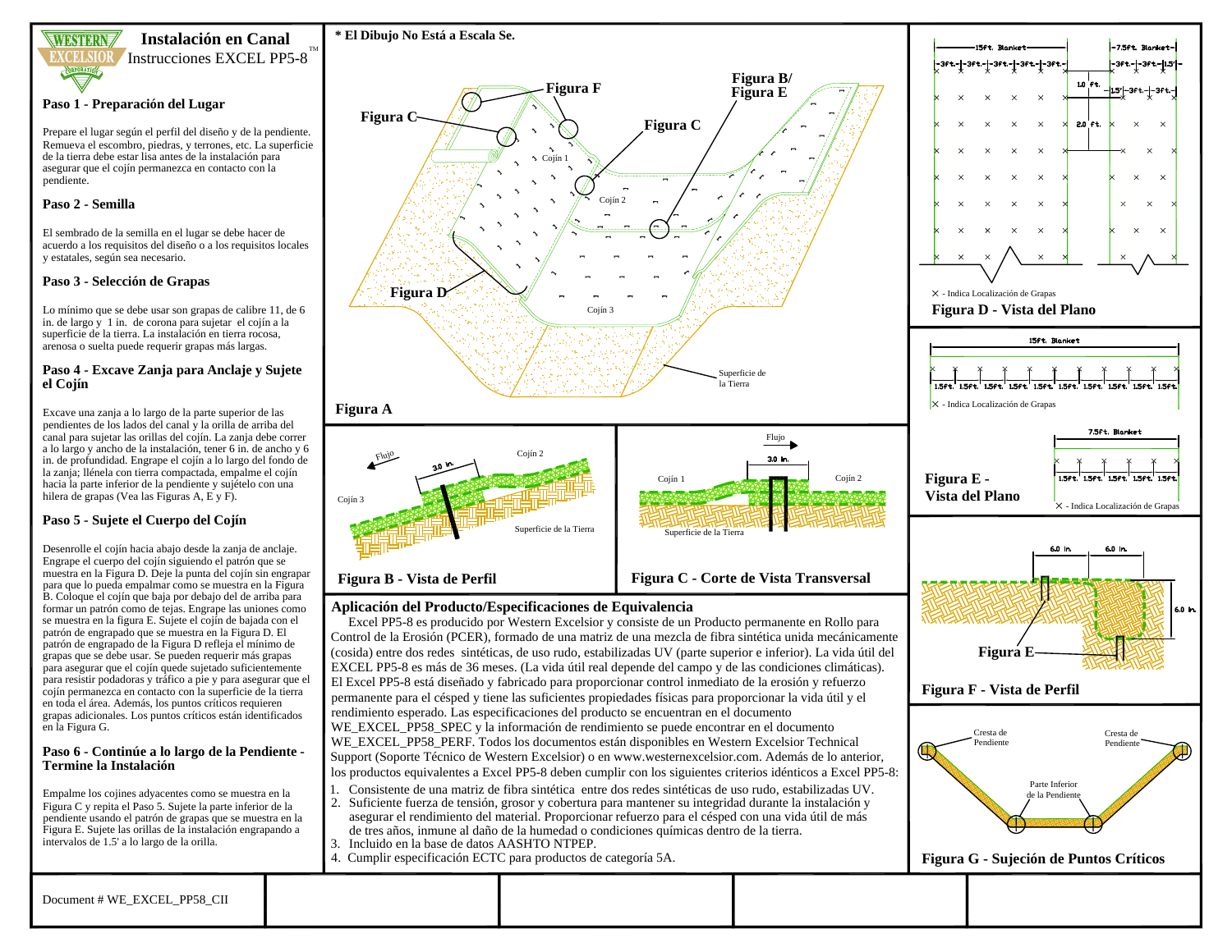# Instalación en Canal

Instrucciones EXCEL PP5-8™

## Paso 1 - Preparación del Lugar

Prepare el lugar según el perfil del diseño y de la pendiente. Remueva el escombro, piedras, y terrones, etc. La superficie de la tierra debe estar lisa antes de la instalación para asegurar que el cojín permanezca en contacto con la pendiente.

## Paso 2 - Semilla

El sembrado de la semilla en el lugar se debe hacer de acuerdo a los requisitos del diseño o a los requisitos locales y estatales, según sea necesario.

## Paso 3 - Selección de Grapas

Lo mínimo que se debe usar son grapas de calibre 11, de 6 in. de largo y 1 in. de corona para sujetar el cojín a la superficie de la tierra. La instalación en tierra rocosa, arenosa o suelta puede requerir grapas más largas.

## Paso 4 - Excave Zanja para Anclaje y Sujete el Cojín

Excave una zanja a lo largo de la parte superior de las pendientes de los lados del canal y la orilla de arriba del canal para sujetar las orillas del cojín. La zanja debe correr a lo largo y ancho de la instalación, tener 6 in. de ancho y 6 in. de profundidad. Engrape el cojín a lo largo del fondo de la zanja; llénela con tierra compactada, empalme el cojín hacia la parte inferior de la pendiente y sujételo con una hilera de grapas (Vea las Figuras A, E y F).

## Paso 5 - Sujete el Cuerpo del Cojín

Desenrolle el cojín hacia abajo desde la zanja de anclaje. Engrape el cuerpo del cojín siguiendo el patrón que se muestra en la Figura D. Deje la punta del cojín sin engrapar para que lo pueda empalmar como se muestra en la Figura B. Coloque el cojín que baje por debajo del de arriba para formar un patrón como de tejas. Engrape las uniones como se muestra en la figura E. Sujete el cojín de acuerdo con el patrón de engrapado que se muestra en la Figura D. El patrón de engrapado de la Figura D refleja el mínimo de grapas que se debe usar. Se pueden requerir más grapas para asegurar que el cojín quede sujetado suficientemente para resistir podadoras y tráfico a pie y para asegurar que el cojín permanezca en contacto con la superficie de la tierra en toda el área. Además, los puntos críticos requieren grapas adicionales. Los puntos críticos están identificados en la Figura G.

## Paso 6 - Continúe a lo largo de la Pendiente - Termine la Instalación

Empalme los cojines adyacentes como se muestra en la Figura C y repita el Paso 5. Sujete la parte inferior de la pendiente usando el patrón de grapas que se muestra en la Figura E. Sujete las orillas de la instalación engrapando a intervalos de 1.5' a lo largo de la orilla.

\* El Dibujo No Está a Escala Se.

Figura F
Figura C
Figura B/ Figura E
Figura C
Cojín 1
Cojín 2
Figura D
Cojín 3
Superficie de la Tierra

Figura A

Flujo
3.0 in.
Cojín 2
Cojín 3
Superficie de la Tierra

Figura B - Vista de Perfil

Flujo
3.0 in.
Cojín 1
Cojín 2
Superficie de la Tierra

Figura C - Corte de Vista Transversal

15ft. Blanket
3ft. 3ft. 3ft. 3ft. 3ft.
7.5ft. Blanket
3ft. 3ft. 1.5'
1.0 ft.
1.5' 3ft. 3ft.
2.0 ft.
× - Indica Localización de Grapas

Figura D - Vista del Plano

15ft. Blanket
1.5ft. 1.5ft. 1.5ft. 1.5ft. 1.5ft. 1.5ft. 1.5ft. 1.5ft. 1.5ft. 1.5ft.
× - Indica Localización de Grapas
7.5ft. Blanket
1.5ft. 1.5ft. 1.5ft. 1.5ft. 1.5ft.
× - Indica Localización de Grapas

Figura E - Vista del Plano

6.0 in.
6.0 in.
6.0 in.
Figura E

Figura F - Vista de Perfil

Cresta de Pendiente
Cresta de Pendiente
Parte Inferior de la Pendiente

Figura G - Sujeción de Puntos Críticos

## Aplicación del Producto/Especificaciones de Equivalencia

Excel PP5-8 es producido por Western Excelsior y consiste de un Producto permanente en Rollo para Control de la Erosión (PCER), formado de una matriz de una mezcla de fibra sintética unida mecánicamente (cosida) entre dos redes sintéticas, de uso rudo, estabilizadas UV (parte superior e inferior). La vida útil del EXCEL PP5-8 es más de 36 meses. (La vida útil real depende del campo y de las condiciones climáticas). El Excel PP5-8 está diseñado y fabricado para proporcionar control inmediato de la erosión y refuerzo permanente para el césped y tiene las suficientes propiedades físicas para proporcionar la vida útil y el rendimiento esperado. Las especificaciones del producto se encuentran en el documento WE_EXCEL_PP58_SPEC y la información de rendimiento se puede encontrar en el documento WE_EXCEL_PP58_PERF. Todos los documentos están disponibles en Western Excelsior Technical Support (Soporte Técnico de Western Excelsior) o en www.westernexcelsior.com. Además de lo anterior, los productos equivalentes a Excel PP5-8 deben cumplir con los siguientes criterios idénticos a Excel PP5-8:

1. Consistente de una matriz de fibra sintética entre dos redes sintéticas de uso rudo, estabilizadas UV.
2. Suficiente fuerza de tensión, grosor y cobertura para mantener su integridad durante la instalación y asegurar el rendimiento del material. Proporcionar refuerzo para el césped con una vida útil de más de tres años, inmune al daño de la humedad o condiciones químicas dentro de la tierra.
3. Incluido en la base de datos AASHTO NTPEP.
4. Cumplir especificación ECTC para productos de categoría 5A.

Document # WE_EXCEL_PP58_CII